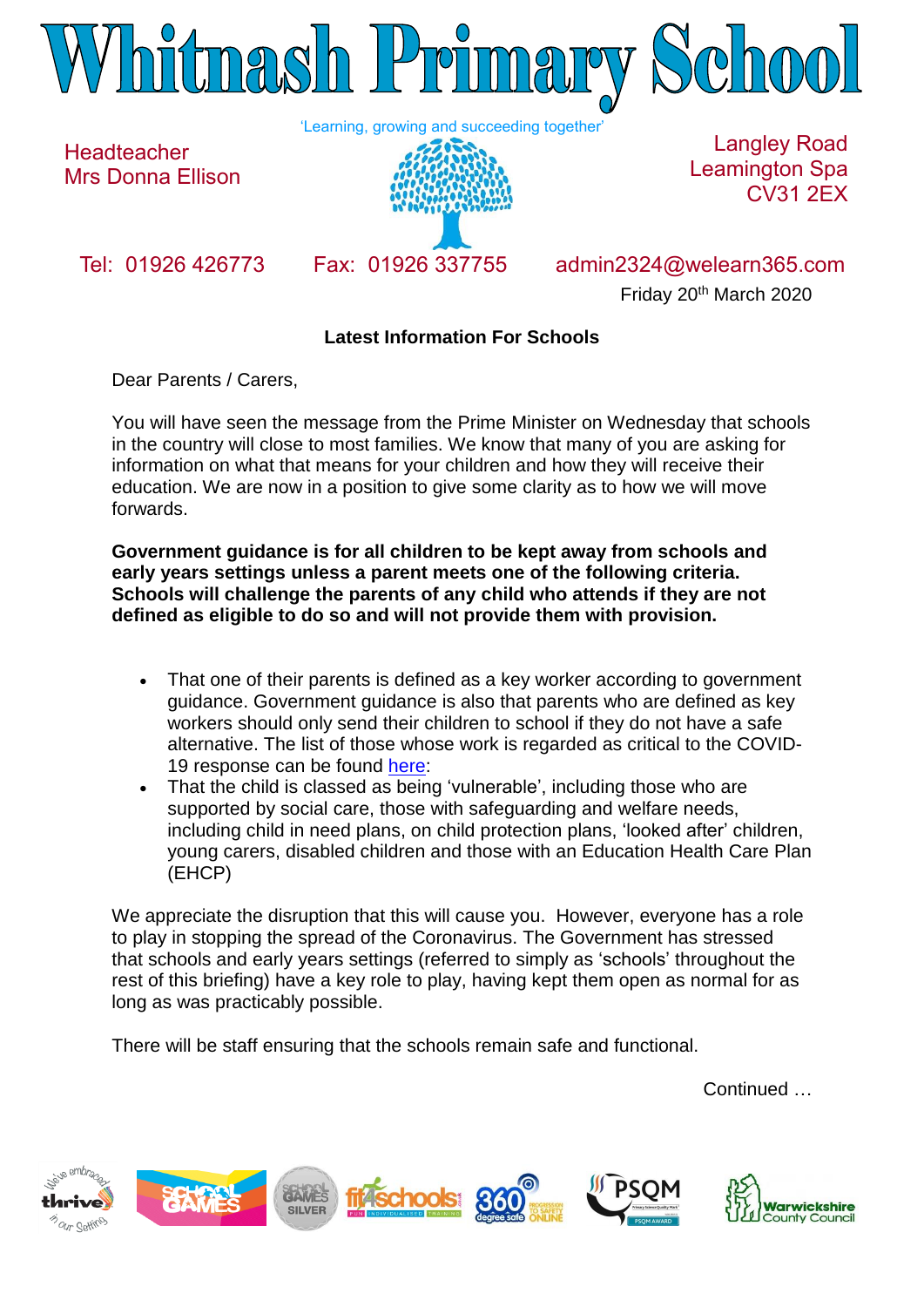# Whitnash Primary School

'Learning, growing and succeeding together'

Headteacher
Mrs Donna Ellison

Langley Road
Leamington Spa
CV31 2EX

Tel: 01926 426773 Fax: 01926 337755 admin2324@welearn365.com

Friday 20th March 2020

**Latest Information For Schools**

Dear Parents / Carers,

You will have seen the message from the Prime Minister on Wednesday that schools in the country will close to most families. We know that many of you are asking for information on what that means for your children and how they will receive their education. We are now in a position to give some clarity as to how we will move forwards.

**Government guidance is for all children to be kept away from schools and early years settings unless a parent meets one of the following criteria. Schools will challenge the parents of any child who attends if they are not defined as eligible to do so and will not provide them with provision.**

- That one of their parents is defined as a key worker according to government guidance. Government guidance is also that parents who are defined as key workers should only send their children to school if they do not have a safe alternative. The list of those whose work is regarded as critical to the COVID-19 response can be found here:
- That the child is classed as being 'vulnerable', including those who are supported by social care, those with safeguarding and welfare needs, including child in need plans, on child protection plans, 'looked after' children, young carers, disabled children and those with an Education Health Care Plan (EHCP)

We appreciate the disruption that this will cause you. However, everyone has a role to play in stopping the spread of the Coronavirus. The Government has stressed that schools and early years settings (referred to simply as 'schools' throughout the rest of this briefing) have a key role to play, having kept them open as normal for as long as was practicably possible.

There will be staff ensuring that the schools remain safe and functional.

Continued …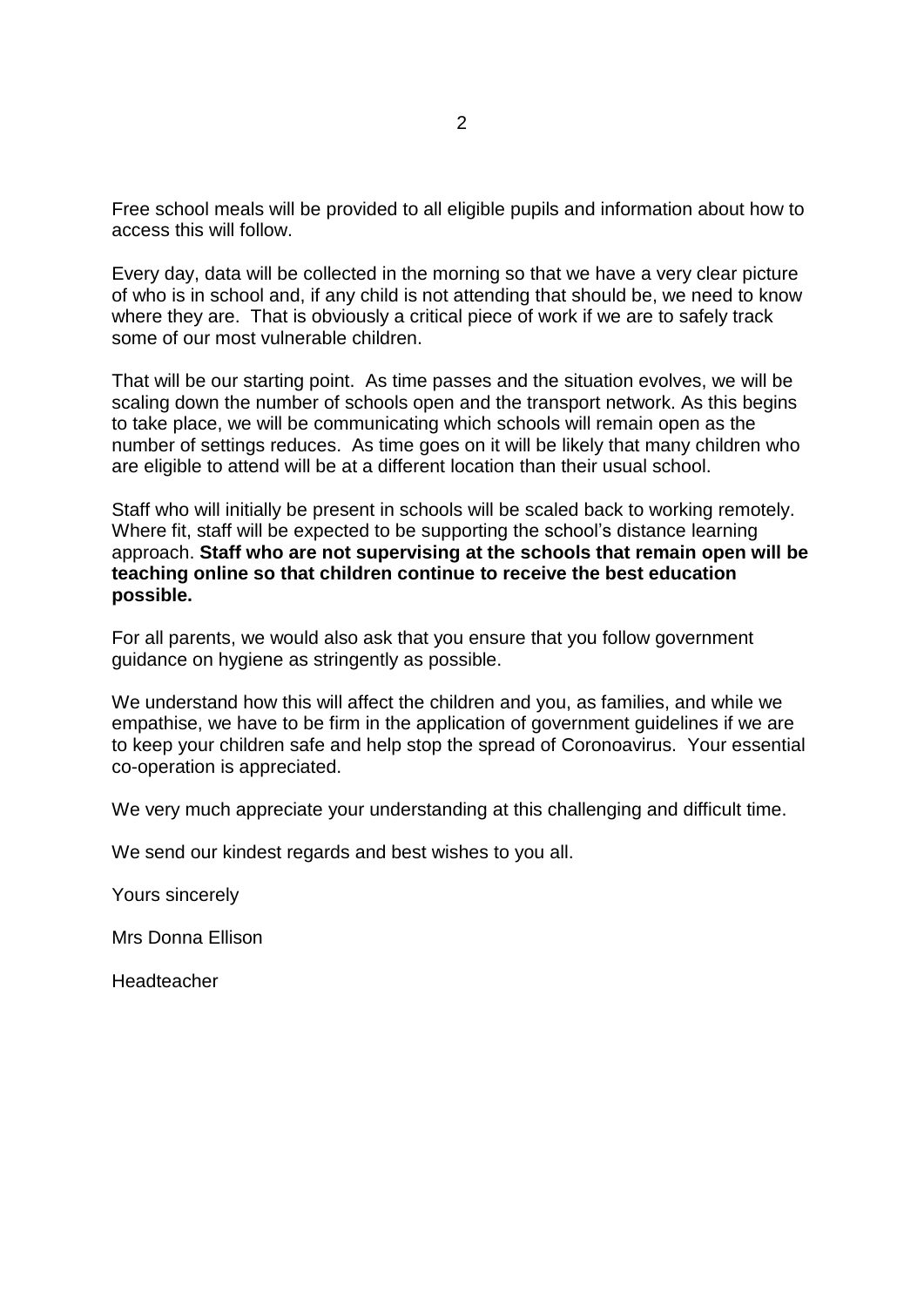Free school meals will be provided to all eligible pupils and information about how to access this will follow.

Every day, data will be collected in the morning so that we have a very clear picture of who is in school and, if any child is not attending that should be, we need to know where they are. That is obviously a critical piece of work if we are to safely track some of our most vulnerable children.

That will be our starting point. As time passes and the situation evolves, we will be scaling down the number of schools open and the transport network. As this begins to take place, we will be communicating which schools will remain open as the number of settings reduces. As time goes on it will be likely that many children who are eligible to attend will be at a different location than their usual school.

Staff who will initially be present in schools will be scaled back to working remotely. Where fit, staff will be expected to be supporting the school's distance learning approach. **Staff who are not supervising at the schools that remain open will be teaching online so that children continue to receive the best education possible.**

For all parents, we would also ask that you ensure that you follow government guidance on hygiene as stringently as possible.

We understand how this will affect the children and you, as families, and while we empathise, we have to be firm in the application of government guidelines if we are to keep your children safe and help stop the spread of Coronoavirus. Your essential co-operation is appreciated.

We very much appreciate your understanding at this challenging and difficult time.

We send our kindest regards and best wishes to you all.

Yours sincerely

Mrs Donna Ellison

Headteacher